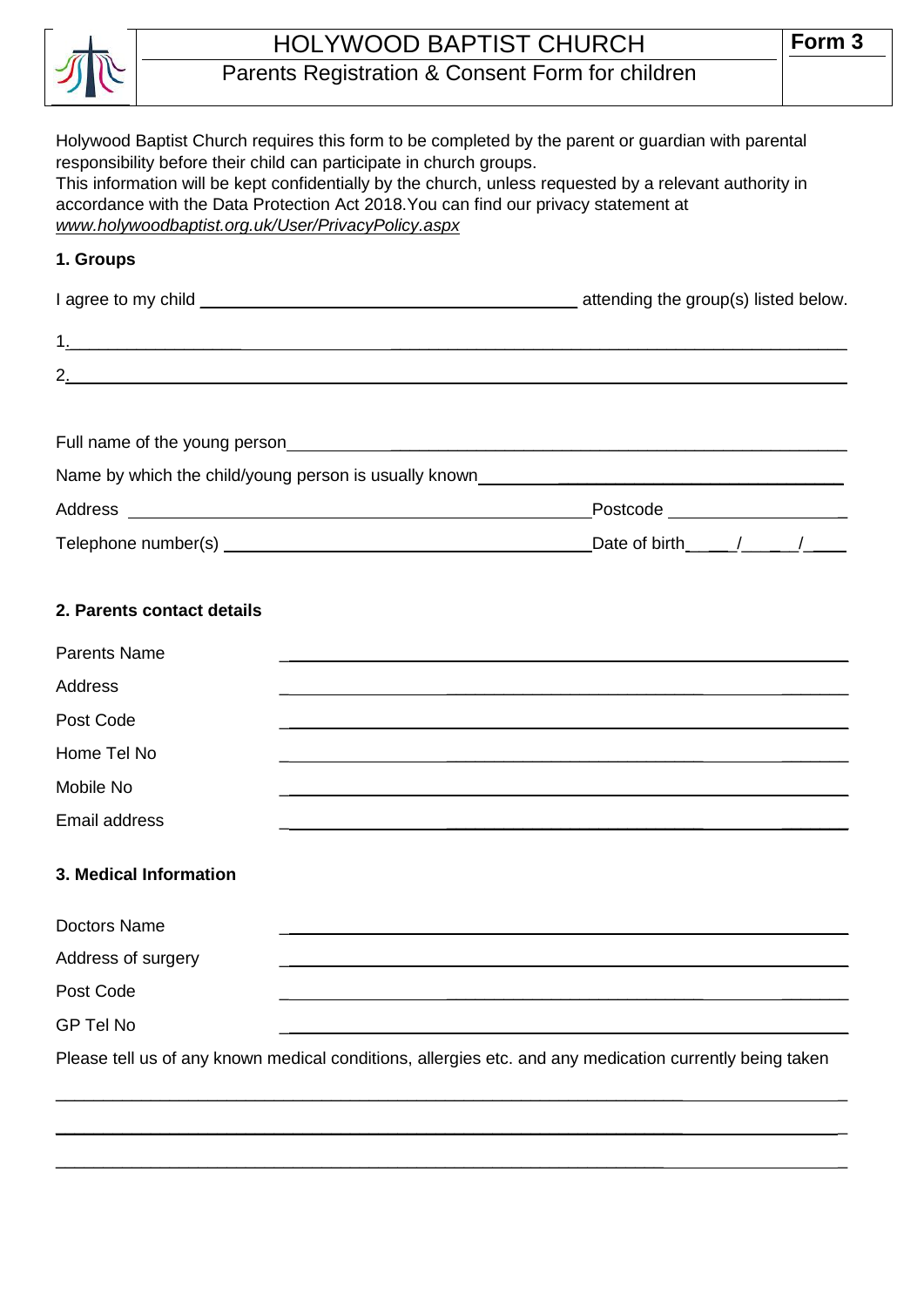# HOLYWOOD BAPTIST CHURCH

## Parents Registration & Consent Form for children

**Form 3**

Holywood Baptist Church requires this form to be completed by the parent or guardian with parental responsibility before their child can participate in church groups.
This information will be kept confidentially by the church, unless requested by a relevant authority in accordance with the Data Protection Act 2018.You can find our privacy statement at *www.holywoodbaptist.org.uk/User/PrivacyPolicy.aspx*

### 1. Groups

I agree to my child ________________________________ attending the group(s) listed below.

1.________________________________________________________________

2.________________________________________________________________

Full name of the young person______________________________________________

Name by which the child/young person is usually known_____________________________

Address ________________________________________ Postcode ________________

Telephone number(s) ________________________________ Date of birth____/_____/____

### 2. Parents contact details

Parents Name ________________________________________________

Address ________________________________________________

Post Code ________________________________________________

Home Tel No ________________________________________________

Mobile No ________________________________________________

Email address ________________________________________________

### 3. Medical Information

Doctors Name ________________________________________________

Address of surgery ________________________________________________

Post Code ________________________________________________

GP Tel No ________________________________________________

Please tell us of any known medical conditions, allergies etc. and any medication currently being taken

______________________________________________________________________

______________________________________________________________________

______________________________________________________________________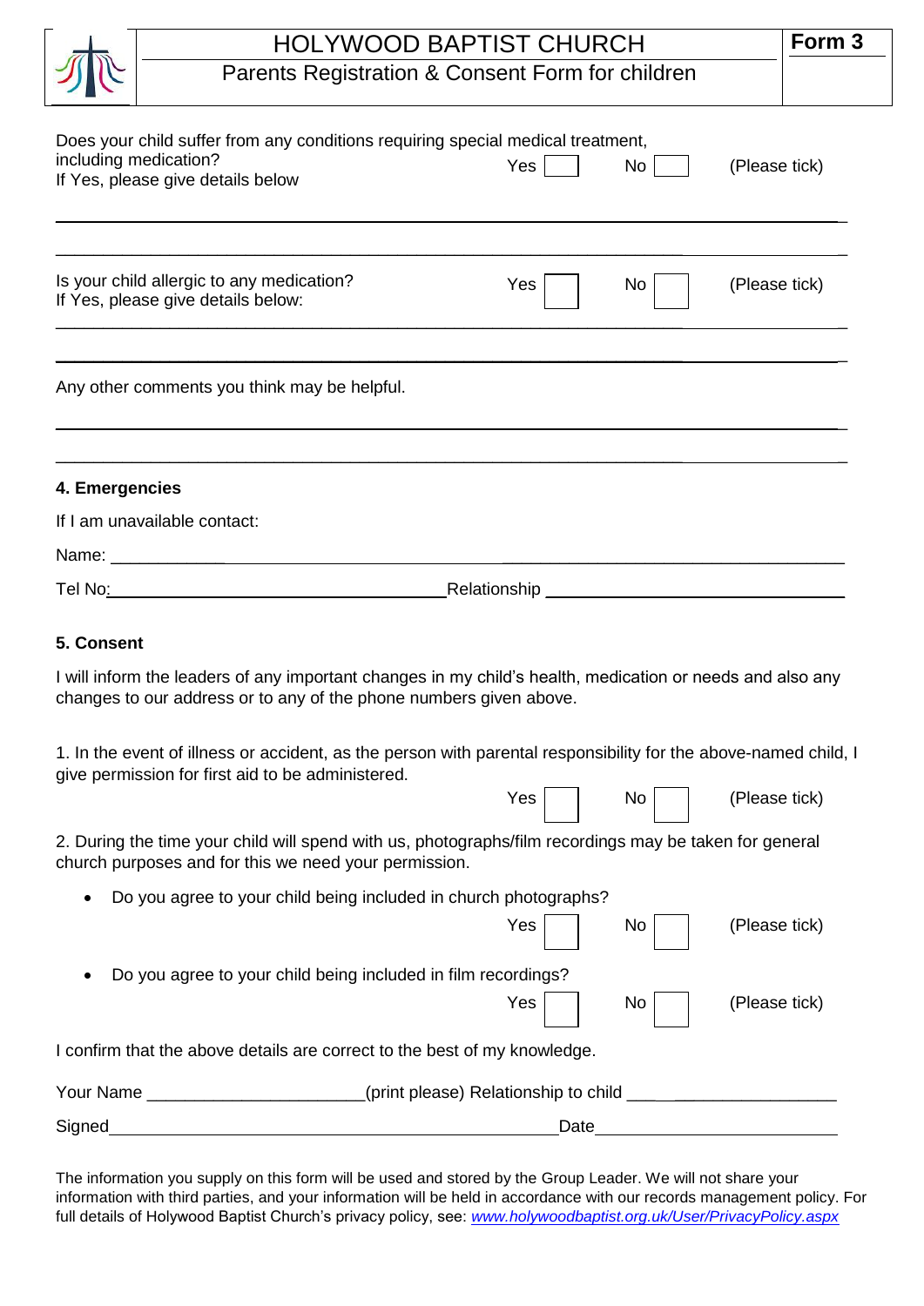# HOLYWOOD BAPTIST CHURCH

## Parents Registration & Consent Form for children

**Form 3**

Does your child suffer from any conditions requiring special medical treatment, including medication? Yes ☐ No ☐ (Please tick)
If Yes, please give details below

_______________________________________________________________________________

_______________________________________________________________________________

Is your child allergic to any medication? Yes ☐ No ☐ (Please tick)
If Yes, please give details below:

_______________________________________________________________________________

_______________________________________________________________________________

Any other comments you think may be helpful.

_______________________________________________________________________________

_______________________________________________________________________________

**4. Emergencies**

If I am unavailable contact:

Name: _______________________________________________________________________

Tel No: ___________________________________ Relationship ___________________________

**5. Consent**

I will inform the leaders of any important changes in my child's health, medication or needs and also any changes to our address or to any of the phone numbers given above.

1. In the event of illness or accident, as the person with parental responsibility for the above-named child, I give permission for first aid to be administered.

Yes ☐ No ☐ (Please tick)

2. During the time your child will spend with us, photographs/film recordings may be taken for general church purposes and for this we need your permission.

- Do you agree to your child being included in church photographs?

Yes ☐ No ☐ (Please tick)

- Do you agree to your child being included in film recordings?

Yes ☐ No ☐ (Please tick)

I confirm that the above details are correct to the best of my knowledge.

Your Name ______________________(print please) Relationship to child ______________________

Signed_______________________________________________Date_________________________

The information you supply on this form will be used and stored by the Group Leader. We will not share your information with third parties, and your information will be held in accordance with our records management policy. For full details of Holywood Baptist Church's privacy policy, see: *www.holywoodbaptist.org.uk/User/PrivacyPolicy.aspx*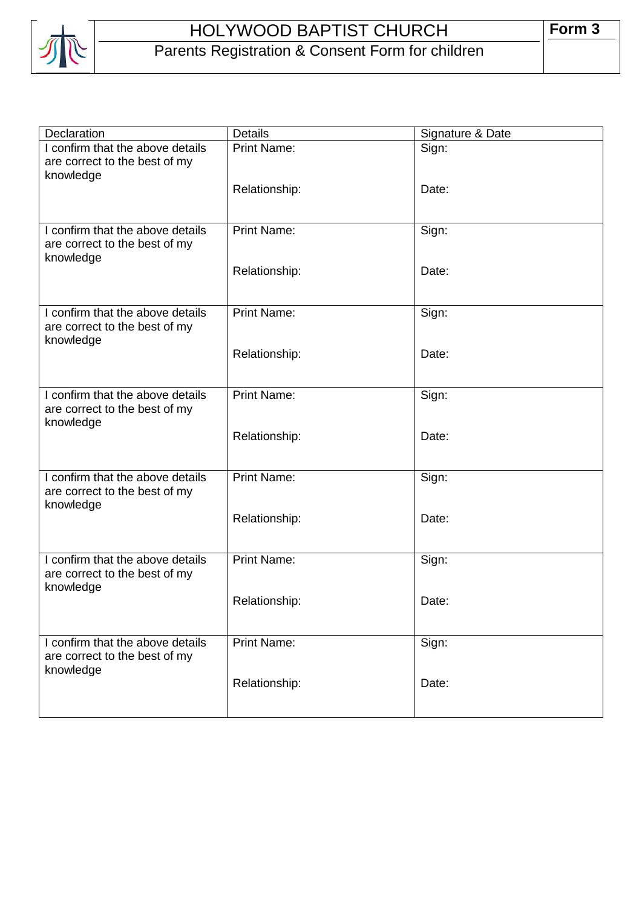| Declaration | Details | Signature & Date |
| --- | --- | --- |
| I confirm that the above details are correct to the best of my knowledge | Print Name:<br><br>Relationship: | Sign:<br><br>Date: |
| I confirm that the above details are correct to the best of my knowledge | Print Name:<br><br>Relationship: | Sign:<br><br>Date: |
| I confirm that the above details are correct to the best of my knowledge | Print Name:<br><br>Relationship: | Sign:<br><br>Date: |
| I confirm that the above details are correct to the best of my knowledge | Print Name:<br><br>Relationship: | Sign:<br><br>Date: |
| I confirm that the above details are correct to the best of my knowledge | Print Name:<br><br>Relationship: | Sign:<br><br>Date: |
| I confirm that the above details are correct to the best of my knowledge | Print Name:<br><br>Relationship: | Sign:<br><br>Date: |
| I confirm that the above details are correct to the best of my knowledge | Print Name:<br><br>Relationship: | Sign:<br><br>Date: |